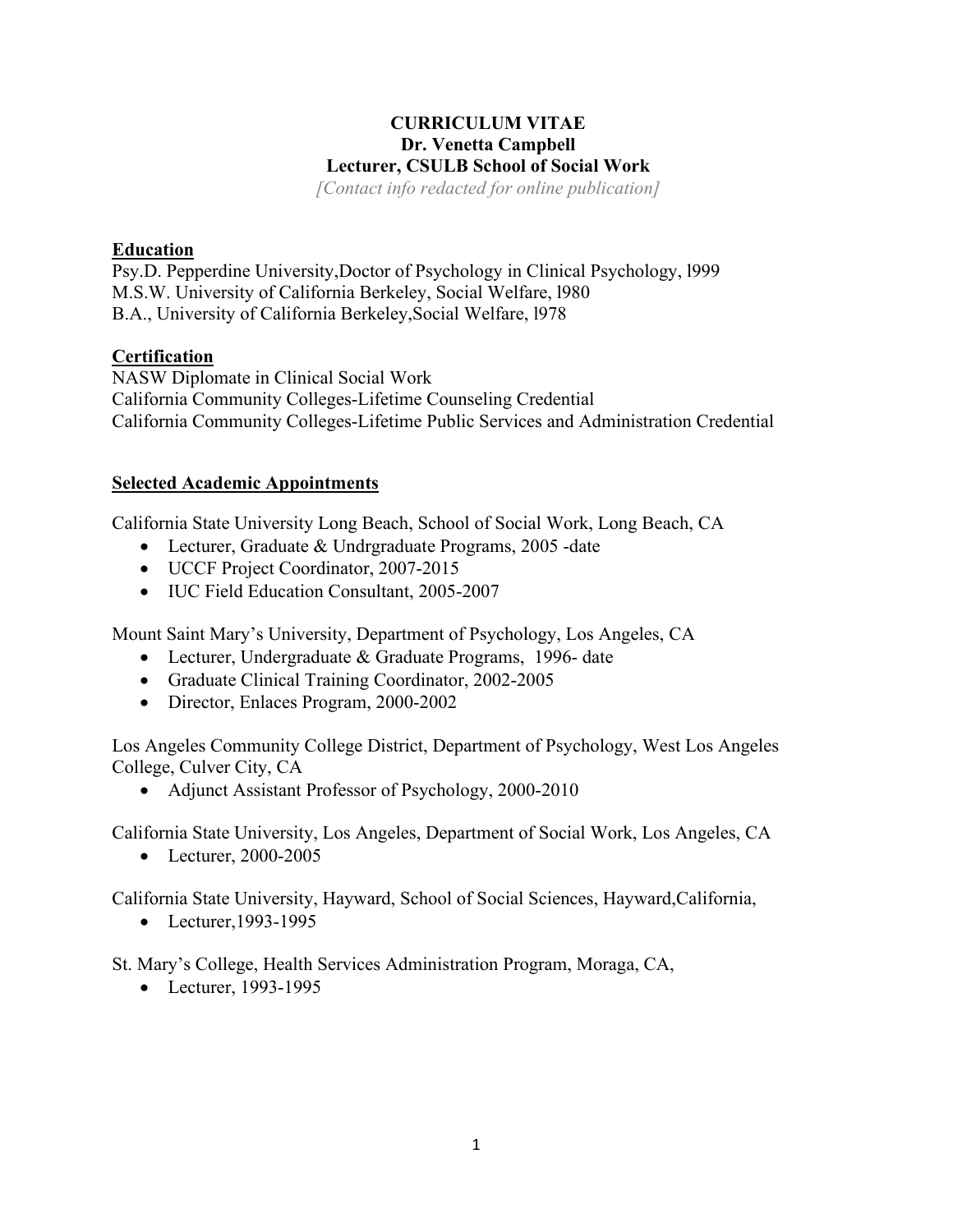# CURRICULUM VITAE
## Dr. Venetta Campbell
## Lecturer, CSULB School of Social Work

*[Contact info redacted for online publication]*

**Education**

Psy.D. Pepperdine University,Doctor of Psychology in Clinical Psychology, l999
M.S.W. University of California Berkeley, Social Welfare, l980
B.A., University of California Berkeley,Social Welfare, l978

**Certification**

NASW Diplomate in Clinical Social Work
California Community Colleges-Lifetime Counseling Credential
California Community Colleges-Lifetime Public Services and Administration Credential

**Selected Academic Appointments**

California State University Long Beach, School of Social Work, Long Beach, CA

- Lecturer, Graduate & Undrgraduate Programs, 2005 -date
- UCCF Project Coordinator, 2007-2015
- IUC Field Education Consultant, 2005-2007

Mount Saint Mary's University, Department of Psychology, Los Angeles, CA

- Lecturer, Undergraduate & Graduate Programs, 1996- date
- Graduate Clinical Training Coordinator, 2002-2005
- Director, Enlaces Program, 2000-2002

Los Angeles Community College District, Department of Psychology, West Los Angeles College, Culver City, CA

- Adjunct Assistant Professor of Psychology, 2000-2010

California State University, Los Angeles, Department of Social Work, Los Angeles, CA

- Lecturer, 2000-2005

California State University, Hayward, School of Social Sciences, Hayward,California,

- Lecturer,1993-1995

St. Mary's College, Health Services Administration Program, Moraga, CA,

- Lecturer, 1993-1995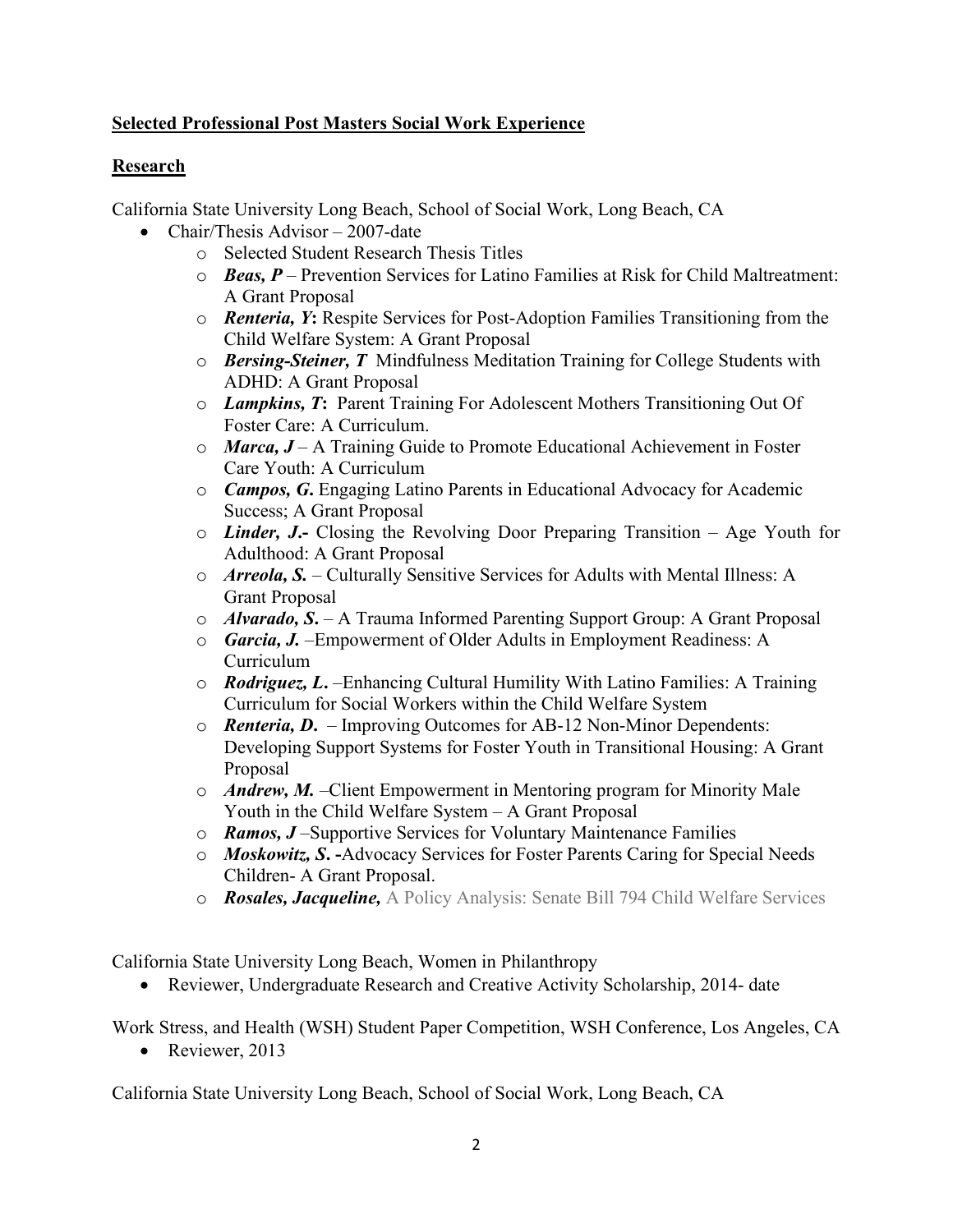**Selected Professional Post Masters Social Work Experience**

**Research**

California State University Long Beach, School of Social Work, Long Beach, CA

- Chair/Thesis Advisor – 2007-date
    - Selected Student Research Thesis Titles
    - ***Beas, P*** – Prevention Services for Latino Families at Risk for Child Maltreatment: A Grant Proposal
    - ***Renteria, Y*****:** Respite Services for Post-Adoption Families Transitioning from the Child Welfare System: A Grant Proposal
    - ***Bersing-Steiner, T*** Mindfulness Meditation Training for College Students with ADHD: A Grant Proposal
    - ***Lampkins, T*****:** Parent Training For Adolescent Mothers Transitioning Out Of Foster Care: A Curriculum.
    - ***Marca, J*** – A Training Guide to Promote Educational Achievement in Foster Care Youth: A Curriculum
    - ***Campos, G*****.** Engaging Latino Parents in Educational Advocacy for Academic Success; A Grant Proposal
    - ***Linder, J*****.-** Closing the Revolving Door Preparing Transition – Age Youth for Adulthood: A Grant Proposal
    - ***Arreola, S.*** – Culturally Sensitive Services for Adults with Mental Illness: A Grant Proposal
    - ***Alvarado, S*****.** – A Trauma Informed Parenting Support Group: A Grant Proposal
    - ***Garcia, J.*** –Empowerment of Older Adults in Employment Readiness: A Curriculum
    - ***Rodriguez, L*****.** –Enhancing Cultural Humility With Latino Families: A Training Curriculum for Social Workers within the Child Welfare System
    - ***Renteria, D*****.** – Improving Outcomes for AB-12 Non-Minor Dependents: Developing Support Systems for Foster Youth in Transitional Housing: A Grant Proposal
    - ***Andrew, M.*** –Client Empowerment in Mentoring program for Minority Male Youth in the Child Welfare System – A Grant Proposal
    - ***Ramos, J*** –Supportive Services for Voluntary Maintenance Families
    - ***Moskowitz, S*****. -**Advocacy Services for Foster Parents Caring for Special Needs Children- A Grant Proposal.
    - ***Rosales, Jacqueline,*** A Policy Analysis: Senate Bill 794 Child Welfare Services

California State University Long Beach, Women in Philanthropy

- Reviewer, Undergraduate Research and Creative Activity Scholarship, 2014- date

Work Stress, and Health (WSH) Student Paper Competition, WSH Conference, Los Angeles, CA

- Reviewer, 2013

California State University Long Beach, School of Social Work, Long Beach, CA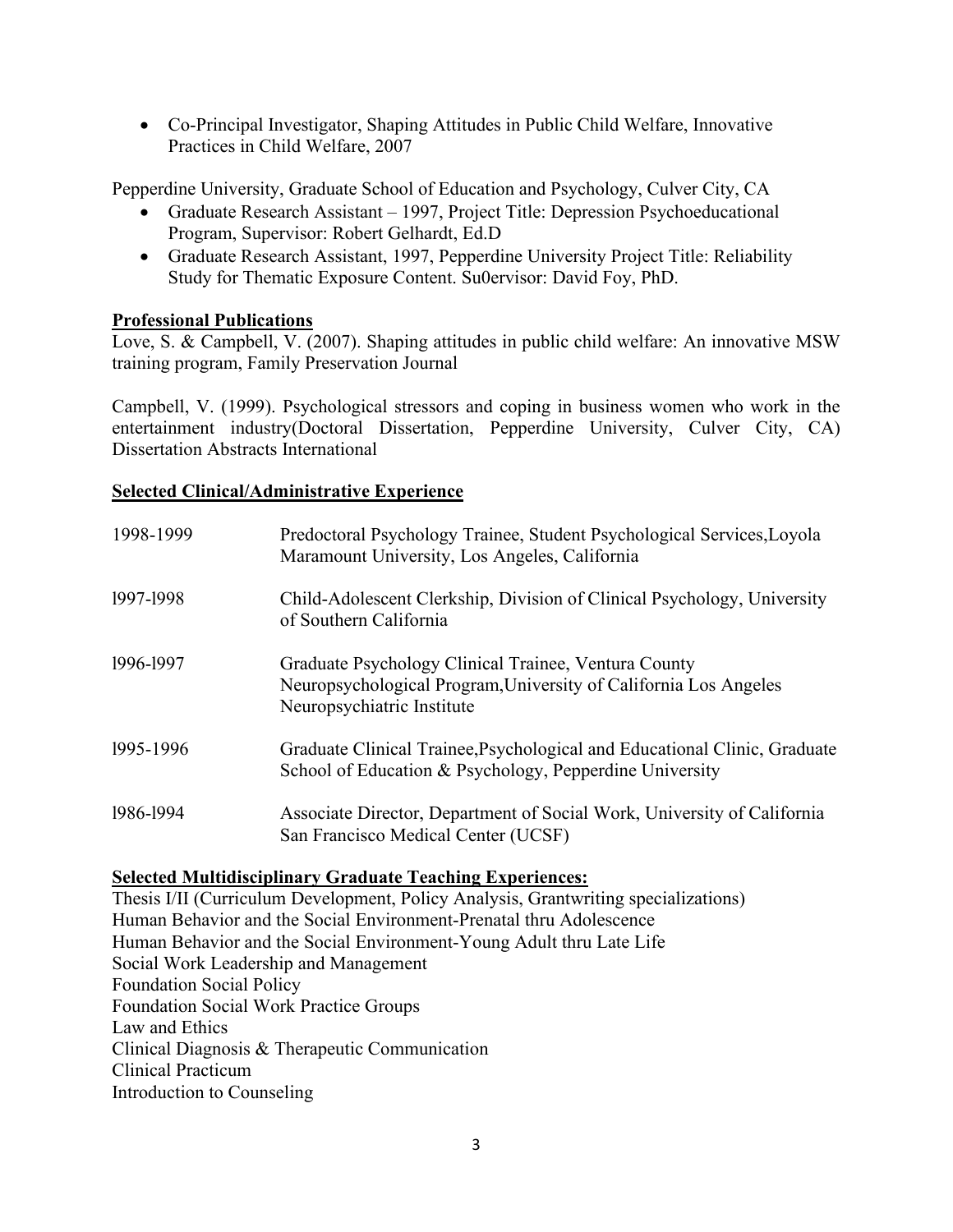- Co-Principal Investigator, Shaping Attitudes in Public Child Welfare, Innovative Practices in Child Welfare, 2007

Pepperdine University, Graduate School of Education and Psychology, Culver City, CA

- Graduate Research Assistant – 1997, Project Title: Depression Psychoeducational Program, Supervisor: Robert Gelhardt, Ed.D
- Graduate Research Assistant, 1997, Pepperdine University Project Title: Reliability Study for Thematic Exposure Content. Su0ervisor: David Foy, PhD.

**Professional Publications**

Love, S. & Campbell, V. (2007). Shaping attitudes in public child welfare: An innovative MSW training program, Family Preservation Journal

Campbell, V. (1999). Psychological stressors and coping in business women who work in the entertainment industry(Doctoral Dissertation, Pepperdine University, Culver City, CA) Dissertation Abstracts International

**Selected Clinical/Administrative Experience**

| | |
|---|---|
| 1998-1999 | Predoctoral Psychology Trainee, Student Psychological Services,Loyola Maramount University, Los Angeles, California |
| l997-l998 | Child-Adolescent Clerkship, Division of Clinical Psychology, University of Southern California |
| l996-l997 | Graduate Psychology Clinical Trainee, Ventura County Neuropsychological Program,University of California Los Angeles Neuropsychiatric Institute |
| l995-1996 | Graduate Clinical Trainee,Psychological and Educational Clinic, Graduate School of Education & Psychology, Pepperdine University |
| l986-l994 | Associate Director, Department of Social Work, University of California San Francisco Medical Center (UCSF) |

**Selected Multidisciplinary Graduate Teaching Experiences:**

Thesis I/II (Curriculum Development, Policy Analysis, Grantwriting specializations)
Human Behavior and the Social Environment-Prenatal thru Adolescence
Human Behavior and the Social Environment-Young Adult thru Late Life
Social Work Leadership and Management
Foundation Social Policy
Foundation Social Work Practice Groups
Law and Ethics
Clinical Diagnosis & Therapeutic Communication
Clinical Practicum
Introduction to Counseling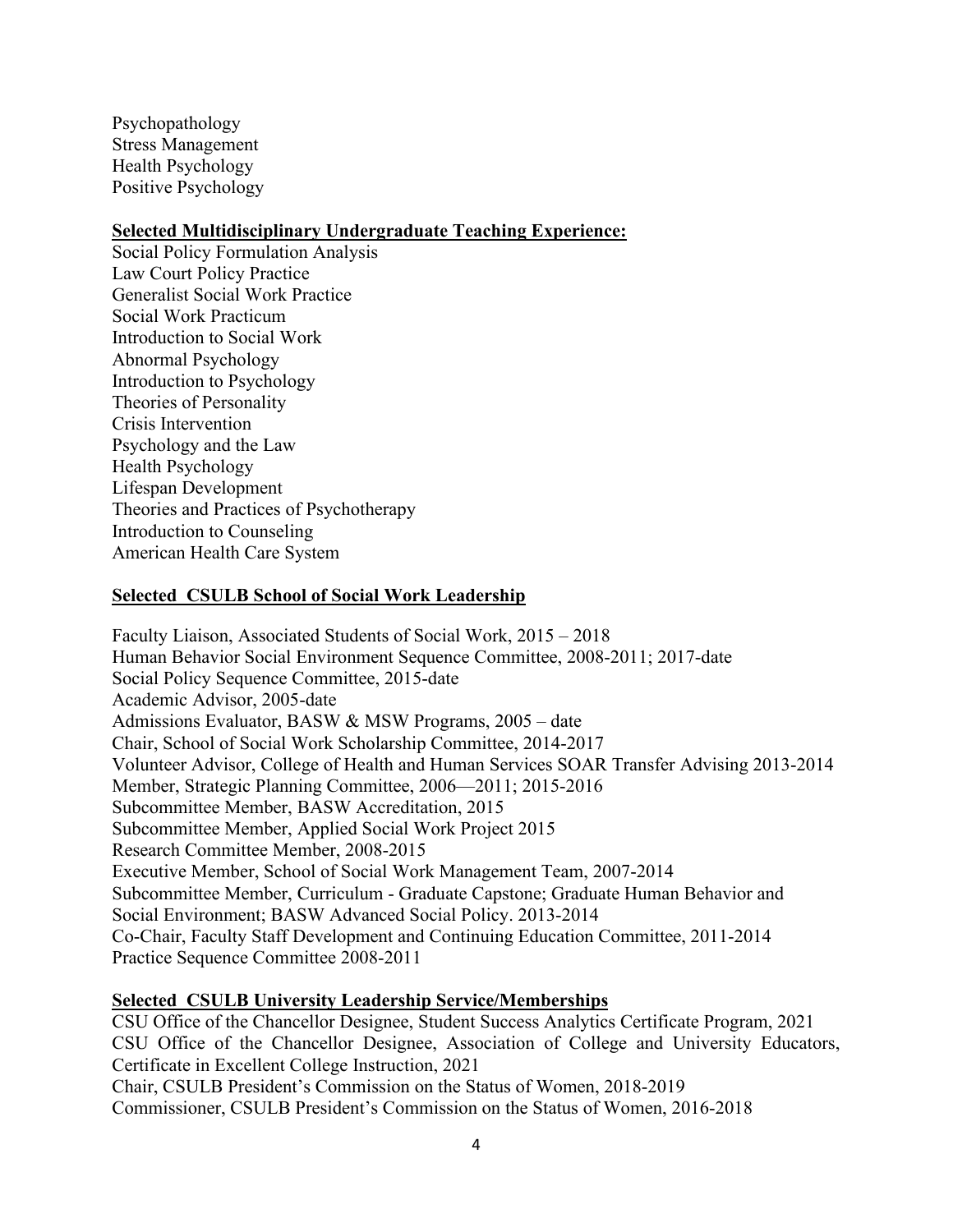Psychopathology
Stress Management
Health Psychology
Positive Psychology

**Selected Multidisciplinary Undergraduate Teaching Experience:**

Social Policy Formulation Analysis
Law Court Policy Practice
Generalist Social Work Practice
Social Work Practicum
Introduction to Social Work
Abnormal Psychology
Introduction to Psychology
Theories of Personality
Crisis Intervention
Psychology and the Law
Health Psychology
Lifespan Development
Theories and Practices of Psychotherapy
Introduction to Counseling
American Health Care System

**Selected CSULB School of Social Work Leadership**

Faculty Liaison, Associated Students of Social Work, 2015 – 2018
Human Behavior Social Environment Sequence Committee, 2008-2011; 2017-date
Social Policy Sequence Committee, 2015-date
Academic Advisor, 2005-date
Admissions Evaluator, BASW & MSW Programs, 2005 – date
Chair, School of Social Work Scholarship Committee, 2014-2017
Volunteer Advisor, College of Health and Human Services SOAR Transfer Advising 2013-2014
Member, Strategic Planning Committee, 2006—2011; 2015-2016
Subcommittee Member, BASW Accreditation, 2015
Subcommittee Member, Applied Social Work Project 2015
Research Committee Member, 2008-2015
Executive Member, School of Social Work Management Team, 2007-2014
Subcommittee Member, Curriculum - Graduate Capstone; Graduate Human Behavior and Social Environment; BASW Advanced Social Policy. 2013-2014
Co-Chair, Faculty Staff Development and Continuing Education Committee, 2011-2014
Practice Sequence Committee 2008-2011

**Selected CSULB University Leadership Service/Memberships**

CSU Office of the Chancellor Designee, Student Success Analytics Certificate Program, 2021
CSU Office of the Chancellor Designee, Association of College and University Educators, Certificate in Excellent College Instruction, 2021
Chair, CSULB President's Commission on the Status of Women, 2018-2019
Commissioner, CSULB President's Commission on the Status of Women, 2016-2018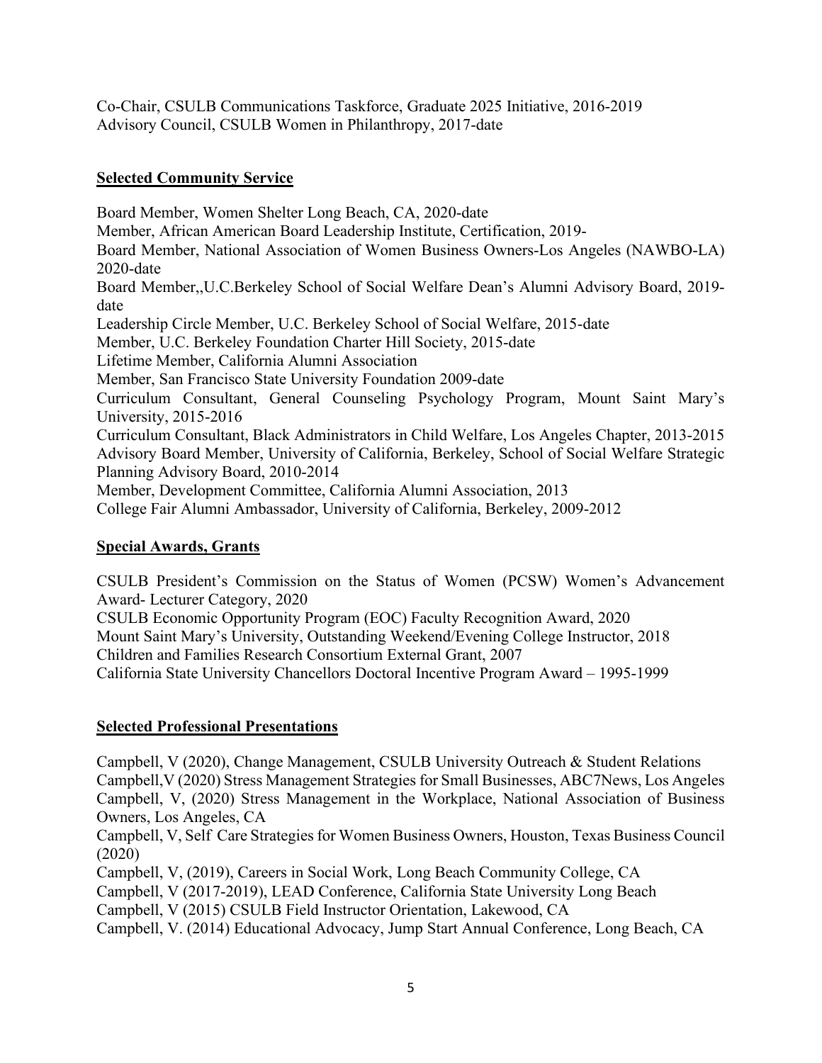Co-Chair, CSULB Communications Taskforce, Graduate 2025 Initiative, 2016-2019
Advisory Council, CSULB Women in Philanthropy, 2017-date

**Selected Community Service**

Board Member, Women Shelter Long Beach, CA, 2020-date
Member, African American Board Leadership Institute, Certification, 2019-
Board Member, National Association of Women Business Owners-Los Angeles (NAWBO-LA) 2020-date
Board Member,,U.C.Berkeley School of Social Welfare Dean's Alumni Advisory Board, 2019-date
Leadership Circle Member, U.C. Berkeley School of Social Welfare, 2015-date
Member, U.C. Berkeley Foundation Charter Hill Society, 2015-date
Lifetime Member, California Alumni Association
Member, San Francisco State University Foundation 2009-date
Curriculum Consultant, General Counseling Psychology Program, Mount Saint Mary's University, 2015-2016
Curriculum Consultant, Black Administrators in Child Welfare, Los Angeles Chapter, 2013-2015
Advisory Board Member, University of California, Berkeley, School of Social Welfare Strategic Planning Advisory Board, 2010-2014
Member, Development Committee, California Alumni Association, 2013
College Fair Alumni Ambassador, University of California, Berkeley, 2009-2012

**Special Awards, Grants**

CSULB President's Commission on the Status of Women (PCSW) Women's Advancement Award- Lecturer Category, 2020
CSULB Economic Opportunity Program (EOC) Faculty Recognition Award, 2020
Mount Saint Mary's University, Outstanding Weekend/Evening College Instructor, 2018
Children and Families Research Consortium External Grant, 2007
California State University Chancellors Doctoral Incentive Program Award – 1995-1999

**Selected Professional Presentations**

Campbell, V (2020), Change Management, CSULB University Outreach & Student Relations
Campbell,V (2020) Stress Management Strategies for Small Businesses, ABC7News, Los Angeles
Campbell, V, (2020) Stress Management in the Workplace, National Association of Business Owners, Los Angeles, CA
Campbell, V, Self Care Strategies for Women Business Owners, Houston, Texas Business Council (2020)
Campbell, V, (2019), Careers in Social Work, Long Beach Community College, CA
Campbell, V (2017-2019), LEAD Conference, California State University Long Beach
Campbell, V (2015) CSULB Field Instructor Orientation, Lakewood, CA
Campbell, V. (2014) Educational Advocacy, Jump Start Annual Conference, Long Beach, CA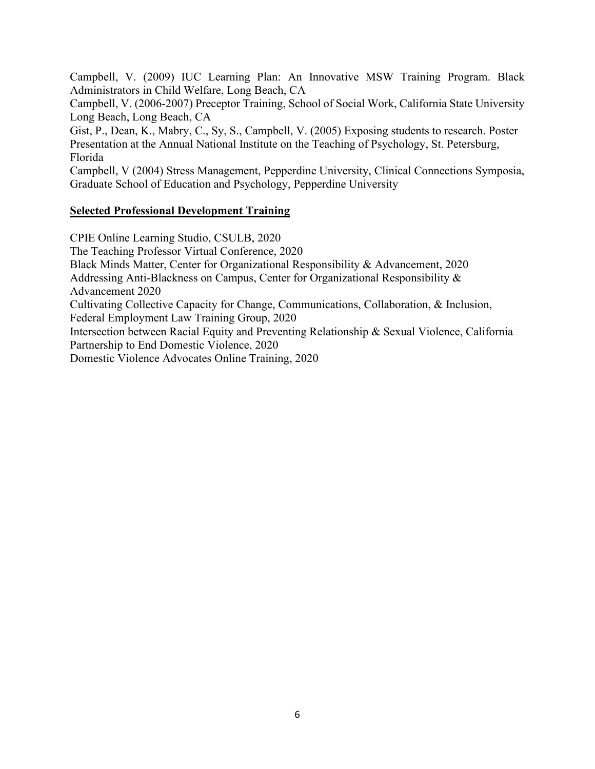Campbell, V. (2009) IUC Learning Plan: An Innovative MSW Training Program. Black Administrators in Child Welfare, Long Beach, CA

Campbell, V. (2006-2007) Preceptor Training, School of Social Work, California State University Long Beach, Long Beach, CA

Gist, P., Dean, K., Mabry, C., Sy, S., Campbell, V. (2005) Exposing students to research. Poster Presentation at the Annual National Institute on the Teaching of Psychology, St. Petersburg, Florida

Campbell, V (2004) Stress Management, Pepperdine University, Clinical Connections Symposia, Graduate School of Education and Psychology, Pepperdine University

## Selected Professional Development Training

CPIE Online Learning Studio, CSULB, 2020

The Teaching Professor Virtual Conference, 2020

Black Minds Matter, Center for Organizational Responsibility & Advancement, 2020

Addressing Anti-Blackness on Campus, Center for Organizational Responsibility & Advancement 2020

Cultivating Collective Capacity for Change, Communications, Collaboration, & Inclusion, Federal Employment Law Training Group, 2020

Intersection between Racial Equity and Preventing Relationship & Sexual Violence, California Partnership to End Domestic Violence, 2020

Domestic Violence Advocates Online Training, 2020